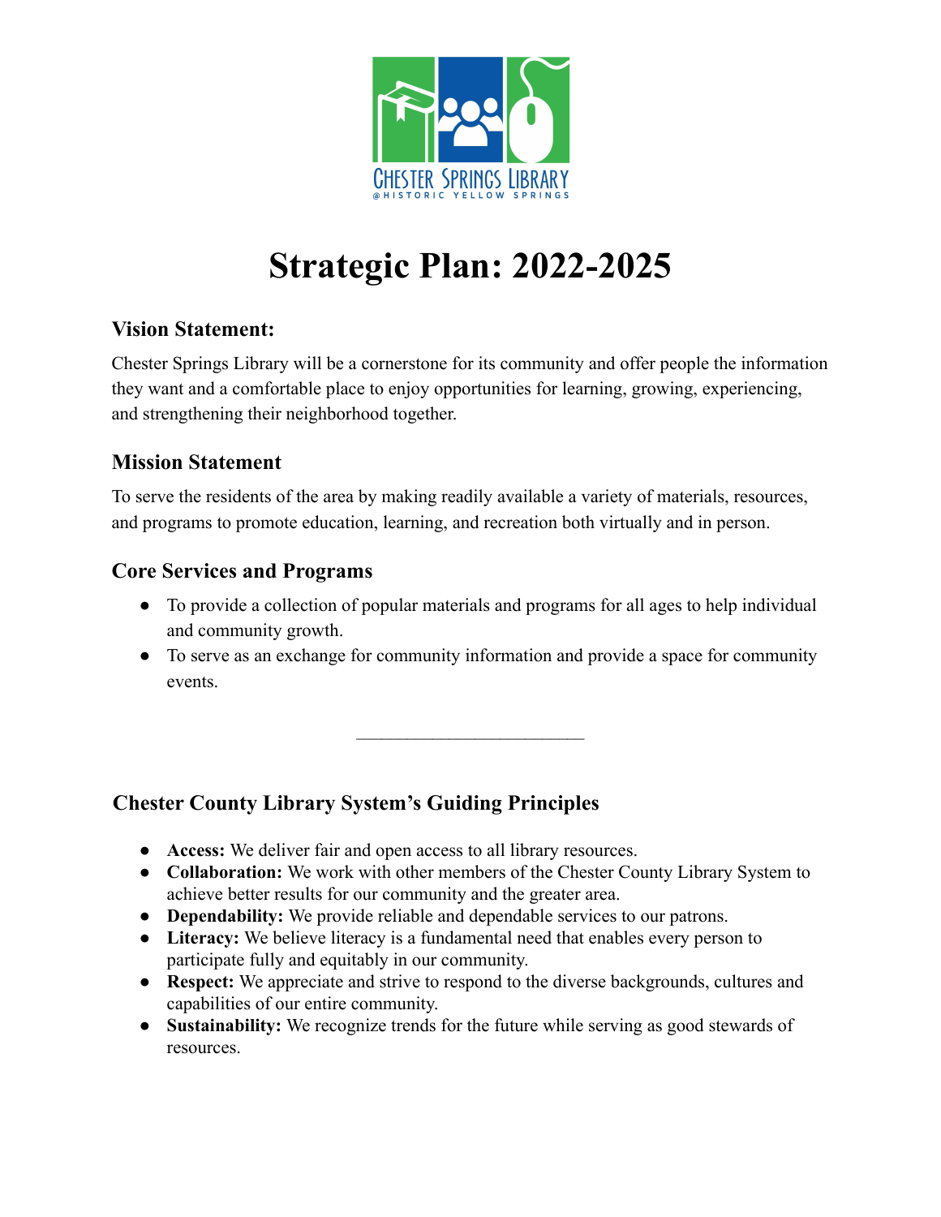# Strategic Plan: 2022-2025

## Vision Statement:

Chester Springs Library will be a cornerstone for its community and offer people the information they want and a comfortable place to enjoy opportunities for learning, growing, experiencing, and strengthening their neighborhood together.

## Mission Statement

To serve the residents of the area by making readily available a variety of materials, resources, and programs to promote education, learning, and recreation both virtually and in person.

## Core Services and Programs

- To provide a collection of popular materials and programs for all ages to help individual and community growth.
- To serve as an exchange for community information and provide a space for community events.

---

## Chester County Library System's Guiding Principles

- **Access:** We deliver fair and open access to all library resources.
- **Collaboration:** We work with other members of the Chester County Library System to achieve better results for our community and the greater area.
- **Dependability:** We provide reliable and dependable services to our patrons.
- **Literacy:** We believe literacy is a fundamental need that enables every person to participate fully and equitably in our community.
- **Respect:** We appreciate and strive to respond to the diverse backgrounds, cultures and capabilities of our entire community.
- **Sustainability:** We recognize trends for the future while serving as good stewards of resources.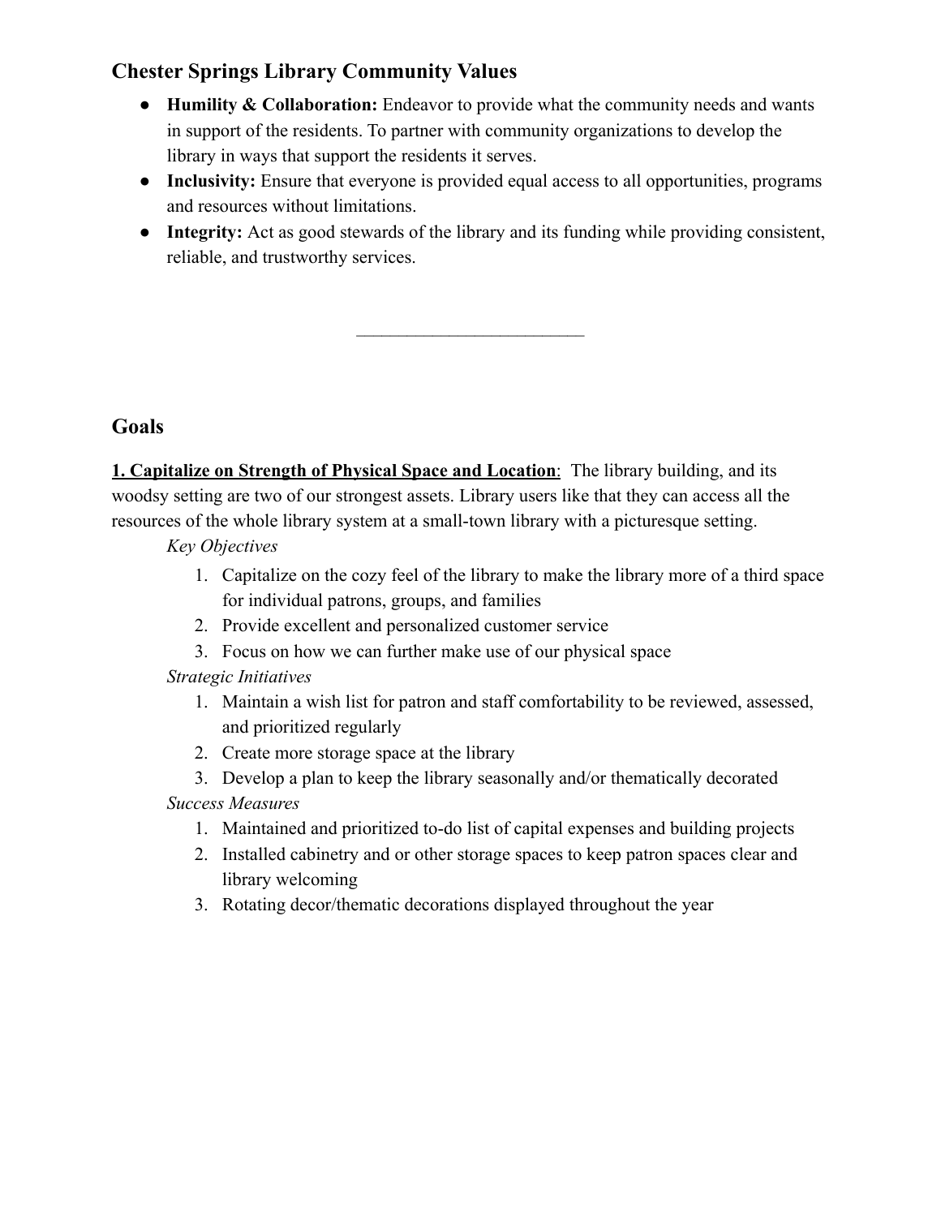## Chester Springs Library Community Values

- **Humility & Collaboration:** Endeavor to provide what the community needs and wants in support of the residents. To partner with community organizations to develop the library in ways that support the residents it serves.
- **Inclusivity:** Ensure that everyone is provided equal access to all opportunities, programs and resources without limitations.
- **Integrity:** Act as good stewards of the library and its funding while providing consistent, reliable, and trustworthy services.

---

## Goals

**1. Capitalize on Strength of Physical Space and Location**: The library building, and its woodsy setting are two of our strongest assets. Library users like that they can access all the resources of the whole library system at a small-town library with a picturesque setting.

*Key Objectives*

1. Capitalize on the cozy feel of the library to make the library more of a third space for individual patrons, groups, and families
2. Provide excellent and personalized customer service
3. Focus on how we can further make use of our physical space

*Strategic Initiatives*

1. Maintain a wish list for patron and staff comfortability to be reviewed, assessed, and prioritized regularly
2. Create more storage space at the library
3. Develop a plan to keep the library seasonally and/or thematically decorated

*Success Measures*

1. Maintained and prioritized to-do list of capital expenses and building projects
2. Installed cabinetry and or other storage spaces to keep patron spaces clear and library welcoming
3. Rotating decor/thematic decorations displayed throughout the year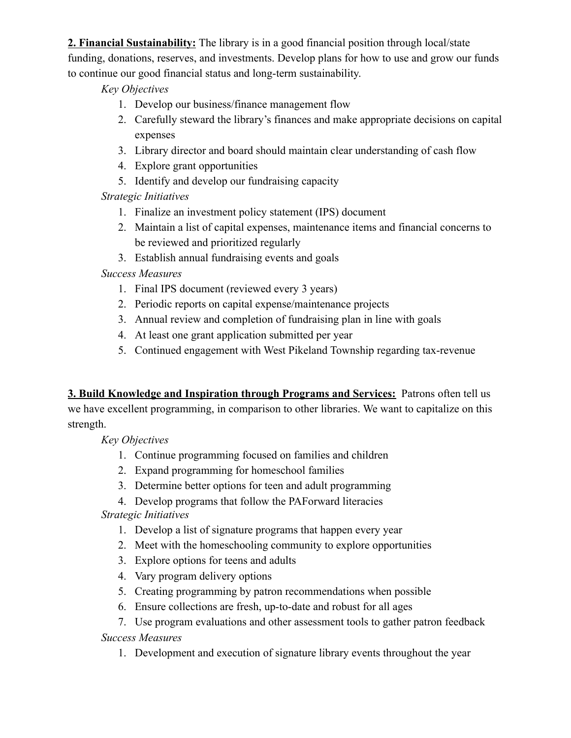**2. Financial Sustainability:** The library is in a good financial position through local/state funding, donations, reserves, and investments. Develop plans for how to use and grow our funds to continue our good financial status and long-term sustainability.

*Key Objectives*

1. Develop our business/finance management flow
2. Carefully steward the library's finances and make appropriate decisions on capital expenses
3. Library director and board should maintain clear understanding of cash flow
4. Explore grant opportunities
5. Identify and develop our fundraising capacity

*Strategic Initiatives*

1. Finalize an investment policy statement (IPS) document
2. Maintain a list of capital expenses, maintenance items and financial concerns to be reviewed and prioritized regularly
3. Establish annual fundraising events and goals

*Success Measures*

1. Final IPS document (reviewed every 3 years)
2. Periodic reports on capital expense/maintenance projects
3. Annual review and completion of fundraising plan in line with goals
4. At least one grant application submitted per year
5. Continued engagement with West Pikeland Township regarding tax-revenue

**3. Build Knowledge and Inspiration through Programs and Services:** Patrons often tell us we have excellent programming, in comparison to other libraries. We want to capitalize on this strength.

*Key Objectives*

1. Continue programming focused on families and children
2. Expand programming for homeschool families
3. Determine better options for teen and adult programming
4. Develop programs that follow the PAForward literacies

*Strategic Initiatives*

1. Develop a list of signature programs that happen every year
2. Meet with the homeschooling community to explore opportunities
3. Explore options for teens and adults
4. Vary program delivery options
5. Creating programming by patron recommendations when possible
6. Ensure collections are fresh, up-to-date and robust for all ages
7. Use program evaluations and other assessment tools to gather patron feedback

*Success Measures*

1. Development and execution of signature library events throughout the year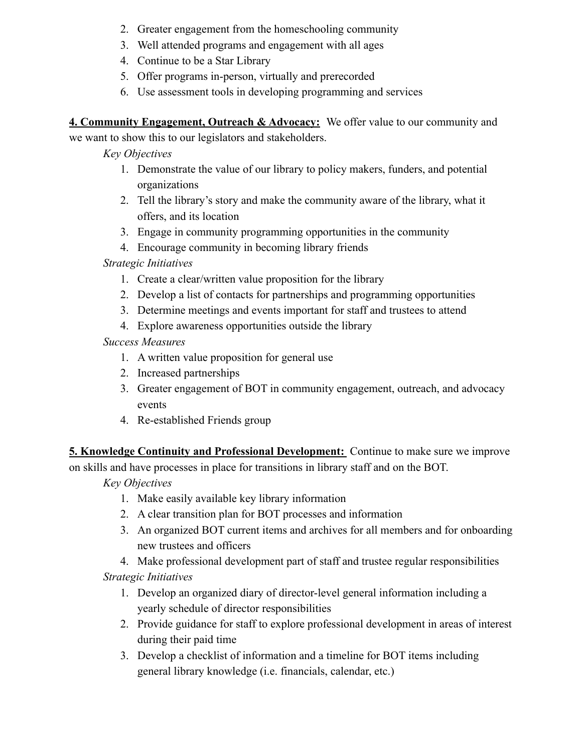2. Greater engagement from the homeschooling community
3. Well attended programs and engagement with all ages
4. Continue to be a Star Library
5. Offer programs in-person, virtually and prerecorded
6. Use assessment tools in developing programming and services

**4. Community Engagement, Outreach & Advocacy:** We offer value to our community and we want to show this to our legislators and stakeholders.

*Key Objectives*

1. Demonstrate the value of our library to policy makers, funders, and potential organizations
2. Tell the library's story and make the community aware of the library, what it offers, and its location
3. Engage in community programming opportunities in the community
4. Encourage community in becoming library friends

*Strategic Initiatives*

1. Create a clear/written value proposition for the library
2. Develop a list of contacts for partnerships and programming opportunities
3. Determine meetings and events important for staff and trustees to attend
4. Explore awareness opportunities outside the library

*Success Measures*

1. A written value proposition for general use
2. Increased partnerships
3. Greater engagement of BOT in community engagement, outreach, and advocacy events
4. Re-established Friends group

**5. Knowledge Continuity and Professional Development:** Continue to make sure we improve on skills and have processes in place for transitions in library staff and on the BOT.

*Key Objectives*

1. Make easily available key library information
2. A clear transition plan for BOT processes and information
3. An organized BOT current items and archives for all members and for onboarding new trustees and officers
4. Make professional development part of staff and trustee regular responsibilities

*Strategic Initiatives*

1. Develop an organized diary of director-level general information including a yearly schedule of director responsibilities
2. Provide guidance for staff to explore professional development in areas of interest during their paid time
3. Develop a checklist of information and a timeline for BOT items including general library knowledge (i.e. financials, calendar, etc.)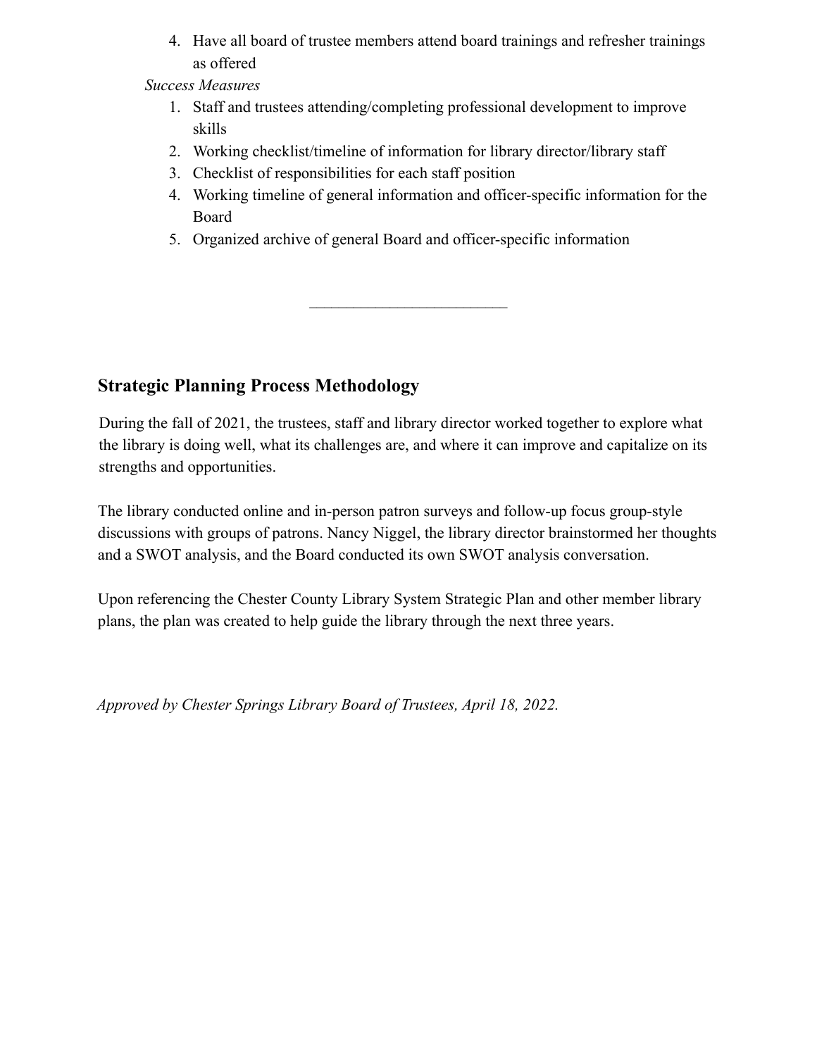4. Have all board of trustee members attend board trainings and refresher trainings as offered

*Success Measures*

1. Staff and trustees attending/completing professional development to improve skills
2. Working checklist/timeline of information for library director/library staff
3. Checklist of responsibilities for each staff position
4. Working timeline of general information and officer-specific information for the Board
5. Organized archive of general Board and officer-specific information

---

## Strategic Planning Process Methodology

During the fall of 2021, the trustees, staff and library director worked together to explore what the library is doing well, what its challenges are, and where it can improve and capitalize on its strengths and opportunities.

The library conducted online and in-person patron surveys and follow-up focus group-style discussions with groups of patrons. Nancy Niggel, the library director brainstormed her thoughts and a SWOT analysis, and the Board conducted its own SWOT analysis conversation.

Upon referencing the Chester County Library System Strategic Plan and other member library plans, the plan was created to help guide the library through the next three years.

*Approved by Chester Springs Library Board of Trustees, April 18, 2022.*